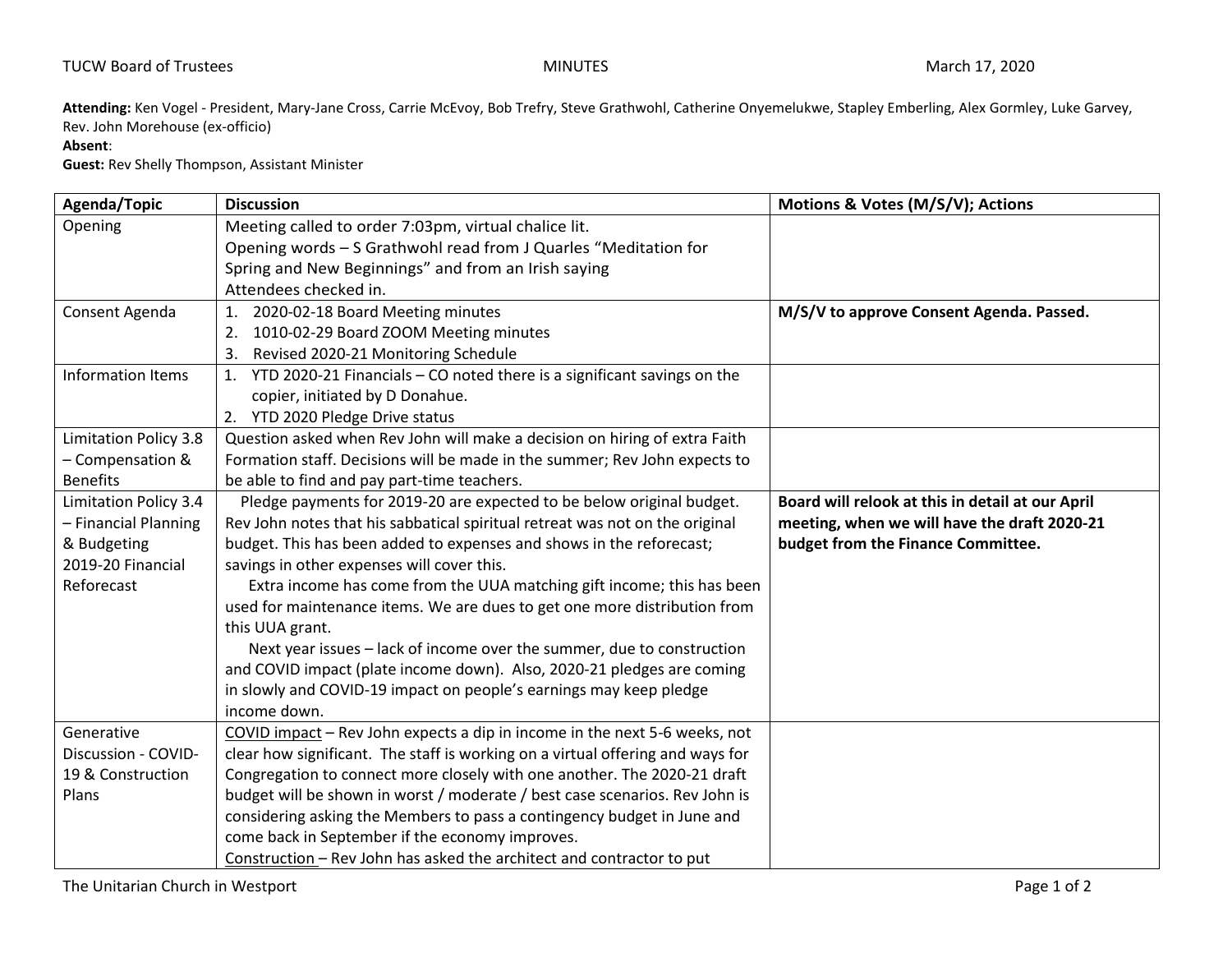TUCW Board of Trustees MINUTES March 17, 2020

**Attending:** Ken Vogel - President, Mary-Jane Cross, Carrie McEvoy, Bob Trefry, Steve Grathwohl, Catherine Onyemelukwe, Stapley Emberling, Alex Gormley, Luke Garvey, Rev. John Morehouse (ex-officio)
**Absent**:
**Guest:** Rev Shelly Thompson, Assistant Minister

| Agenda/Topic | Discussion | Motions & Votes (M/S/V); Actions |
|---|---|---|
| Opening | Meeting called to order 7:03pm, virtual chalice lit.<br>Opening words – S Grathwohl read from J Quarles "Meditation for Spring and New Beginnings" and from an Irish saying<br>Attendees checked in. | |
| Consent Agenda | 1. 2020-02-18 Board Meeting minutes<br>2. 1010-02-29 Board ZOOM Meeting minutes<br>3. Revised 2020-21 Monitoring Schedule | **M/S/V to approve Consent Agenda. Passed.** |
| Information Items | 1. YTD 2020-21 Financials – CO noted there is a significant savings on the copier, initiated by D Donahue.<br>2. YTD 2020 Pledge Drive status | |
| Limitation Policy 3.8 – Compensation & Benefits | Question asked when Rev John will make a decision on hiring of extra Faith Formation staff. Decisions will be made in the summer; Rev John expects to be able to find and pay part-time teachers. | |
| Limitation Policy 3.4 – Financial Planning & Budgeting 2019-20 Financial Reforecast | Pledge payments for 2019-20 are expected to be below original budget. Rev John notes that his sabbatical spiritual retreat was not on the original budget. This has been added to expenses and shows in the reforecast; savings in other expenses will cover this.<br>Extra income has come from the UUA matching gift income; this has been used for maintenance items. We are dues to get one more distribution from this UUA grant.<br>Next year issues – lack of income over the summer, due to construction and COVID impact (plate income down). Also, 2020-21 pledges are coming in slowly and COVID-19 impact on people's earnings may keep pledge income down. | **Board will relook at this in detail at our April meeting, when we will have the draft 2020-21 budget from the Finance Committee.** |
| Generative Discussion - COVID-19 & Construction Plans | COVID impact – Rev John expects a dip in income in the next 5-6 weeks, not clear how significant. The staff is working on a virtual offering and ways for Congregation to connect more closely with one another. The 2020-21 draft budget will be shown in worst / moderate / best case scenarios. Rev John is considering asking the Members to pass a contingency budget in June and come back in September if the economy improves.<br>Construction – Rev John has asked the architect and contractor to put | |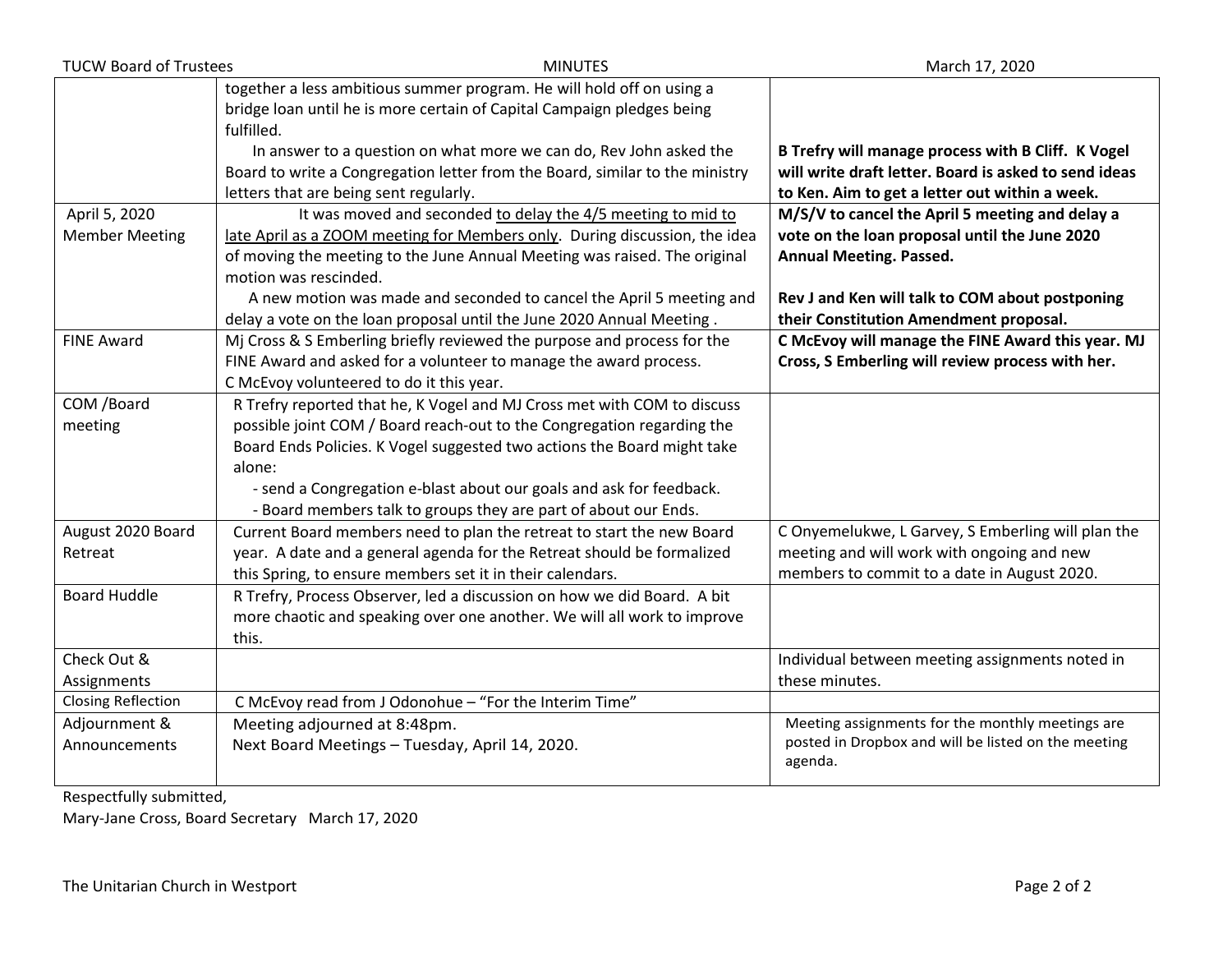| | | |
|---|---|---|
| | together a less ambitious summer program. He will hold off on using a bridge loan until he is more certain of Capital Campaign pledges being fulfilled.<br>In answer to a question on what more we can do, Rev John asked the Board to write a Congregation letter from the Board, similar to the ministry letters that are being sent regularly. | **B Trefry will manage process with B Cliff. K Vogel will write draft letter. Board is asked to send ideas to Ken. Aim to get a letter out within a week.** |
| April 5, 2020 Member Meeting | It was moved and seconded <u>to delay the 4/5 meeting to mid to late April as a ZOOM meeting for Members only</u>. During discussion, the idea of moving the meeting to the June Annual Meeting was raised. The original motion was rescinded.<br>A new motion was made and seconded to cancel the April 5 meeting and delay a vote on the loan proposal until the June 2020 Annual Meeting . | **M/S/V to cancel the April 5 meeting and delay a vote on the loan proposal until the June 2020 Annual Meeting. Passed.**<br><br>**Rev J and Ken will talk to COM about postponing their Constitution Amendment proposal.** |
| FINE Award | Mj Cross & S Emberling briefly reviewed the purpose and process for the FINE Award and asked for a volunteer to manage the award process.<br>C McEvoy volunteered to do it this year. | **C McEvoy will manage the FINE Award this year. MJ Cross, S Emberling will review process with her.** |
| COM /Board meeting | R Trefry reported that he, K Vogel and MJ Cross met with COM to discuss possible joint COM / Board reach-out to the Congregation regarding the Board Ends Policies. K Vogel suggested two actions the Board might take alone:<br>- send a Congregation e-blast about our goals and ask for feedback.<br>- Board members talk to groups they are part of about our Ends. | |
| August 2020 Board Retreat | Current Board members need to plan the retreat to start the new Board year. A date and a general agenda for the Retreat should be formalized this Spring, to ensure members set it in their calendars. | C Onyemelukwe, L Garvey, S Emberling will plan the meeting and will work with ongoing and new members to commit to a date in August 2020. |
| Board Huddle | R Trefry, Process Observer, led a discussion on how we did Board. A bit more chaotic and speaking over one another. We will all work to improve this. | |
| Check Out & Assignments | | Individual between meeting assignments noted in these minutes. |
| Closing Reflection | C McEvoy read from J Odonohue – "For the Interim Time" | |
| Adjournment & Announcements | Meeting adjourned at 8:48pm.<br>Next Board Meetings – Tuesday, April 14, 2020. | Meeting assignments for the monthly meetings are posted in Dropbox and will be listed on the meeting agenda. |

Respectfully submitted,

Mary-Jane Cross, Board Secretary March 17, 2020